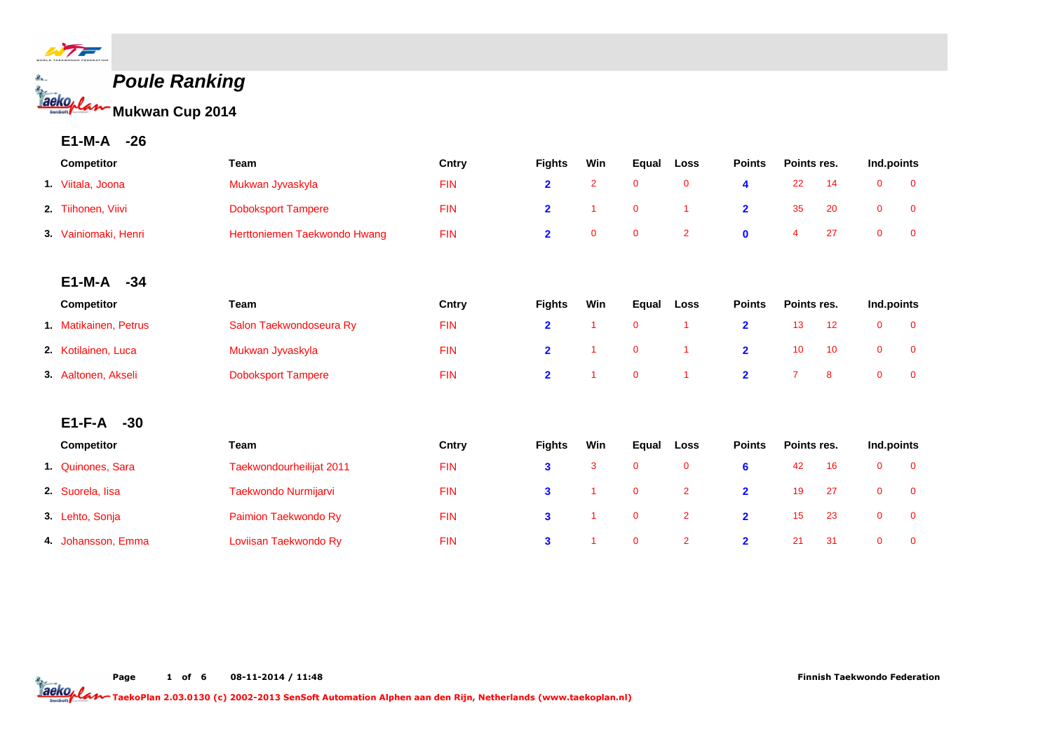# Poule Ranking

## Mukwan Cup 2014

### E1-M-A -26

| | Competitor | Team | Cntry | Fights | Win | Equal | Loss | Points | Points res. | | Ind.points | |
|---|---|---|---|---|---|---|---|---|---|---|---|---|
| 1. | Viitala, Joona | Mukwan Jyvaskyla | FIN | 2 | 2 | 0 | 0 | 4 | 22 | 14 | 0 | 0 |
| 2. | Tiihonen, Viivi | Doboksport Tampere | FIN | 2 | 1 | 0 | 1 | 2 | 35 | 20 | 0 | 0 |
| 3. | Vainiomaki, Henri | Herttoniemen Taekwondo Hwang | FIN | 2 | 0 | 0 | 2 | 0 | 4 | 27 | 0 | 0 |

### E1-M-A -34

| | Competitor | Team | Cntry | Fights | Win | Equal | Loss | Points | Points res. | | Ind.points | |
|---|---|---|---|---|---|---|---|---|---|---|---|---|
| 1. | Matikainen, Petrus | Salon Taekwondoseura Ry | FIN | 2 | 1 | 0 | 1 | 2 | 13 | 12 | 0 | 0 |
| 2. | Kotilainen, Luca | Mukwan Jyvaskyla | FIN | 2 | 1 | 0 | 1 | 2 | 10 | 10 | 0 | 0 |
| 3. | Aaltonen, Akseli | Doboksport Tampere | FIN | 2 | 1 | 0 | 1 | 2 | 7 | 8 | 0 | 0 |

### E1-F-A -30

| | Competitor | Team | Cntry | Fights | Win | Equal | Loss | Points | Points res. | | Ind.points | |
|---|---|---|---|---|---|---|---|---|---|---|---|---|
| 1. | Quinones, Sara | Taekwondourheilijat 2011 | FIN | 3 | 3 | 0 | 0 | 6 | 42 | 16 | 0 | 0 |
| 2. | Suorela, Iisa | Taekwondo Nurmijarvi | FIN | 3 | 1 | 0 | 2 | 2 | 19 | 27 | 0 | 0 |
| 3. | Lehto, Sonja | Paimion Taekwondo Ry | FIN | 3 | 1 | 0 | 2 | 2 | 15 | 23 | 0 | 0 |
| 4. | Johansson, Emma | Loviisan Taekwondo Ry | FIN | 3 | 1 | 0 | 2 | 2 | 21 | 31 | 0 | 0 |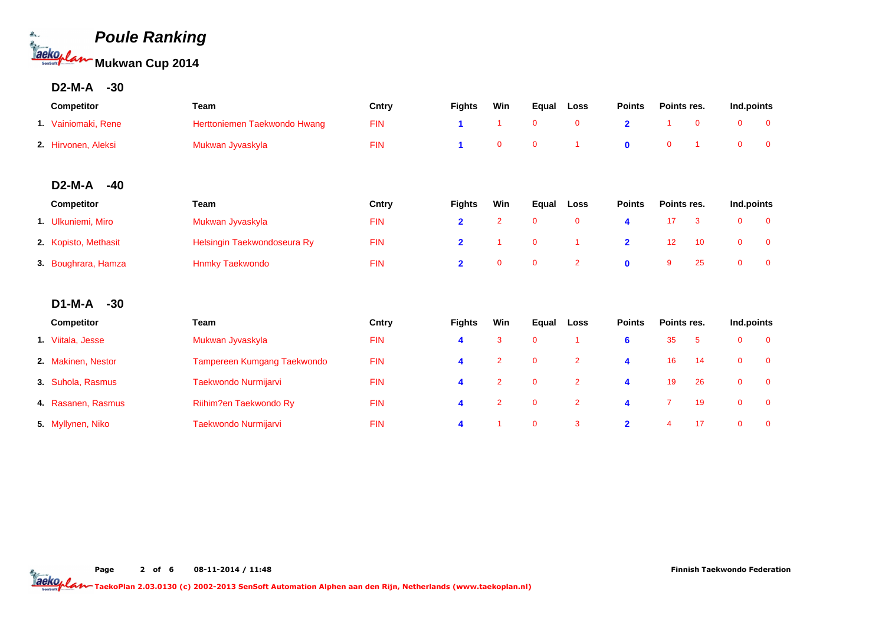# Poule Ranking

## Mukwan Cup 2014

### D2-M-A -30

| | Competitor | Team | Cntry | Fights | Win | Equal | Loss | Points | Points res. | | Ind.points | |
|---|---|---|---|---|---|---|---|---|---|---|---|---|
| 1. | Vainiomaki, Rene | Herttoniemen Taekwondo Hwang | FIN | 1 | 1 | 0 | 0 | 2 | 1 | 0 | 0 | 0 |
| 2. | Hirvonen, Aleksi | Mukwan Jyvaskyla | FIN | 1 | 0 | 0 | 1 | 0 | 0 | 1 | 0 | 0 |

### D2-M-A -40

| | Competitor | Team | Cntry | Fights | Win | Equal | Loss | Points | Points res. | | Ind.points | |
|---|---|---|---|---|---|---|---|---|---|---|---|---|
| 1. | Ulkuniemi, Miro | Mukwan Jyvaskyla | FIN | 2 | 2 | 0 | 0 | 4 | 17 | 3 | 0 | 0 |
| 2. | Kopisto, Methasit | Helsingin Taekwondoseura Ry | FIN | 2 | 1 | 0 | 1 | 2 | 12 | 10 | 0 | 0 |
| 3. | Boughrara, Hamza | Hnmky Taekwondo | FIN | 2 | 0 | 0 | 2 | 0 | 9 | 25 | 0 | 0 |

### D1-M-A -30

| | Competitor | Team | Cntry | Fights | Win | Equal | Loss | Points | Points res. | | Ind.points | |
|---|---|---|---|---|---|---|---|---|---|---|---|---|
| 1. | Viitala, Jesse | Mukwan Jyvaskyla | FIN | 4 | 3 | 0 | 1 | 6 | 35 | 5 | 0 | 0 |
| 2. | Makinen, Nestor | Tampereen Kumgang Taekwondo | FIN | 4 | 2 | 0 | 2 | 4 | 16 | 14 | 0 | 0 |
| 3. | Suhola, Rasmus | Taekwondo Nurmijarvi | FIN | 4 | 2 | 0 | 2 | 4 | 19 | 26 | 0 | 0 |
| 4. | Rasanen, Rasmus | Riihim?en Taekwondo Ry | FIN | 4 | 2 | 0 | 2 | 4 | 7 | 19 | 0 | 0 |
| 5. | Myllynen, Niko | Taekwondo Nurmijarvi | FIN | 4 | 1 | 0 | 3 | 2 | 4 | 17 | 0 | 0 |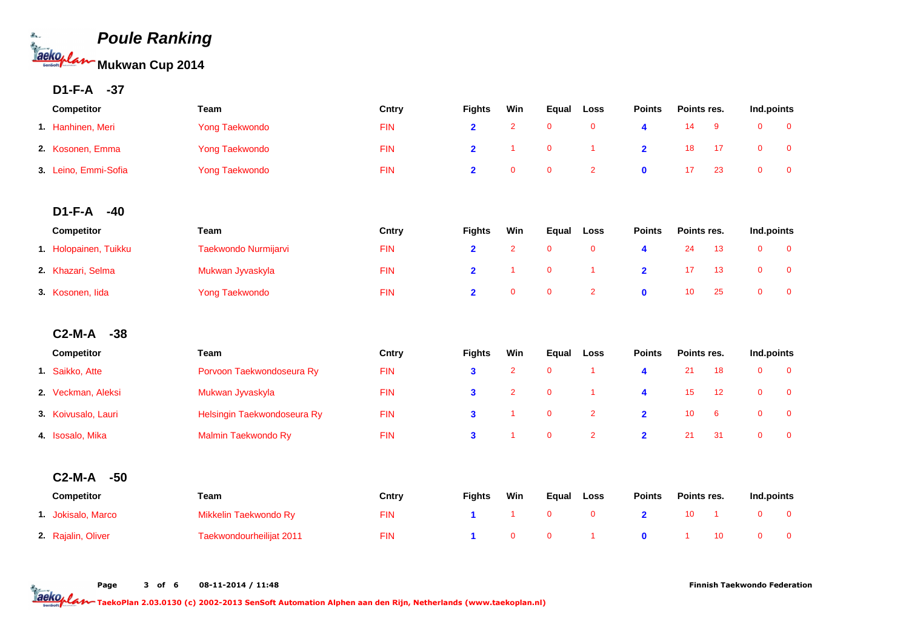# Poule Ranking

## Mukwan Cup 2014

### D1-F-A -37

| | Competitor | Team | Cntry | Fights | Win | Equal | Loss | Points | Points res. | | Ind.points | |
|---|---|---|---|---|---|---|---|---|---|---|---|---|
| 1. | Hanhinen, Meri | Yong Taekwondo | FIN | 2 | 2 | 0 | 0 | 4 | 14 | 9 | 0 | 0 |
| 2. | Kosonen, Emma | Yong Taekwondo | FIN | 2 | 1 | 0 | 1 | 2 | 18 | 17 | 0 | 0 |
| 3. | Leino, Emmi-Sofia | Yong Taekwondo | FIN | 2 | 0 | 0 | 2 | 0 | 17 | 23 | 0 | 0 |

### D1-F-A -40

| | Competitor | Team | Cntry | Fights | Win | Equal | Loss | Points | Points res. | | Ind.points | |
|---|---|---|---|---|---|---|---|---|---|---|---|---|
| 1. | Holopainen, Tuikku | Taekwondo Nurmijarvi | FIN | 2 | 2 | 0 | 0 | 4 | 24 | 13 | 0 | 0 |
| 2. | Khazari, Selma | Mukwan Jyvaskyla | FIN | 2 | 1 | 0 | 1 | 2 | 17 | 13 | 0 | 0 |
| 3. | Kosonen, Iida | Yong Taekwondo | FIN | 2 | 0 | 0 | 2 | 0 | 10 | 25 | 0 | 0 |

### C2-M-A -38

| | Competitor | Team | Cntry | Fights | Win | Equal | Loss | Points | Points res. | | Ind.points | |
|---|---|---|---|---|---|---|---|---|---|---|---|---|
| 1. | Saikko, Atte | Porvoon Taekwondoseura Ry | FIN | 3 | 2 | 0 | 1 | 4 | 21 | 18 | 0 | 0 |
| 2. | Veckman, Aleksi | Mukwan Jyvaskyla | FIN | 3 | 2 | 0 | 1 | 4 | 15 | 12 | 0 | 0 |
| 3. | Koivusalo, Lauri | Helsingin Taekwondoseura Ry | FIN | 3 | 1 | 0 | 2 | 2 | 10 | 6 | 0 | 0 |
| 4. | Isosalo, Mika | Malmin Taekwondo Ry | FIN | 3 | 1 | 0 | 2 | 2 | 21 | 31 | 0 | 0 |

### C2-M-A -50

| | Competitor | Team | Cntry | Fights | Win | Equal | Loss | Points | Points res. | | Ind.points | |
|---|---|---|---|---|---|---|---|---|---|---|---|---|
| 1. | Jokisalo, Marco | Mikkelin Taekwondo Ry | FIN | 1 | 1 | 0 | 0 | 2 | 10 | 1 | 0 | 0 |
| 2. | Rajalin, Oliver | Taekwondourheilijat 2011 | FIN | 1 | 0 | 0 | 1 | 0 | 1 | 10 | 0 | 0 |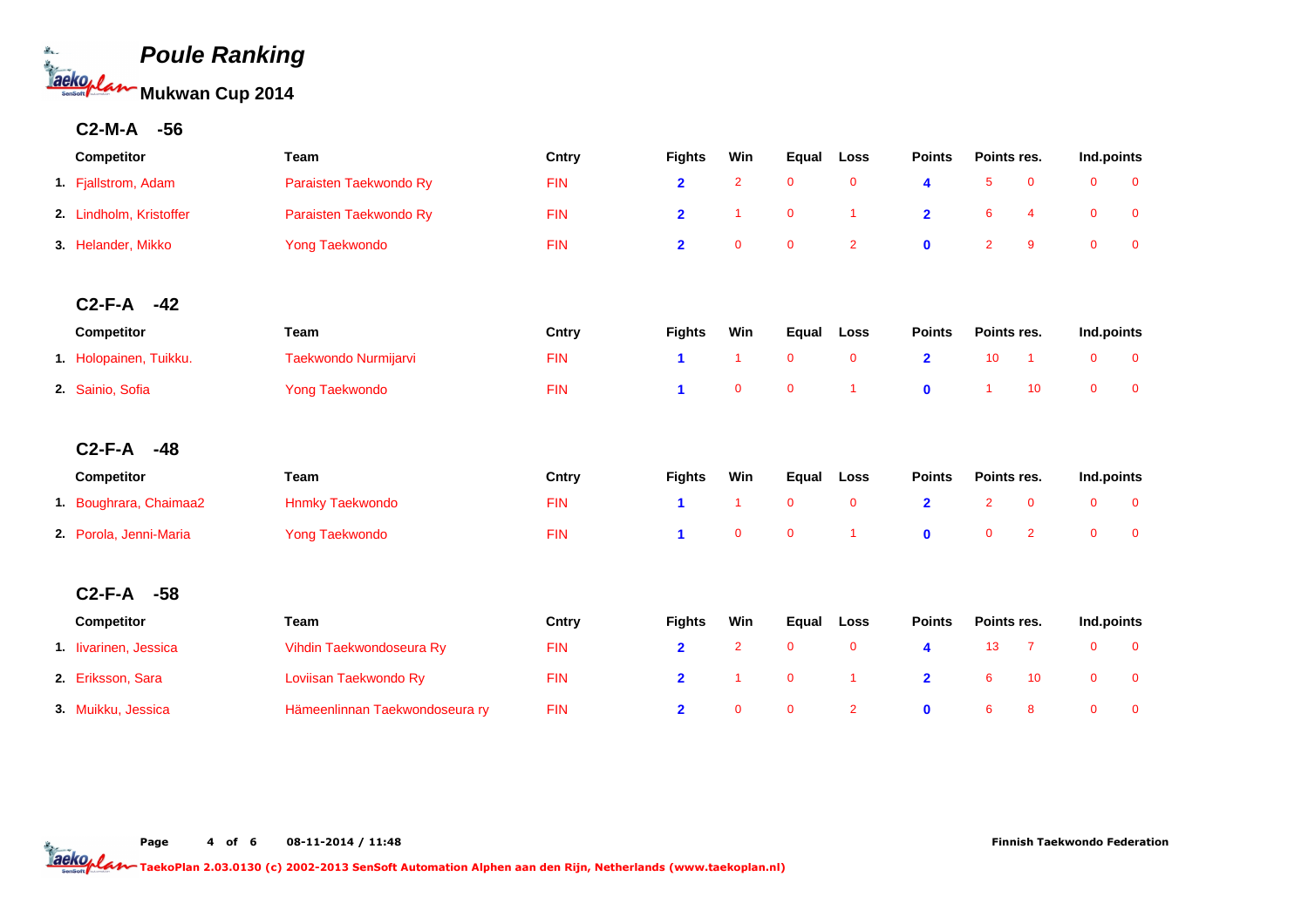# Poule Ranking

## Mukwan Cup 2014

### C2-M-A -56

| | Competitor | Team | Cntry | Fights | Win | Equal | Loss | Points | Points res. | | Ind.points | |
|---|---|---|---|---|---|---|---|---|---|---|---|---|
| 1. | Fjallstrom, Adam | Paraisten Taekwondo Ry | FIN | 2 | 2 | 0 | 0 | 4 | 5 | 0 | 0 | 0 |
| 2. | Lindholm, Kristoffer | Paraisten Taekwondo Ry | FIN | 2 | 1 | 0 | 1 | 2 | 6 | 4 | 0 | 0 |
| 3. | Helander, Mikko | Yong Taekwondo | FIN | 2 | 0 | 0 | 2 | 0 | 2 | 9 | 0 | 0 |

### C2-F-A -42

| | Competitor | Team | Cntry | Fights | Win | Equal | Loss | Points | Points res. | | Ind.points | |
|---|---|---|---|---|---|---|---|---|---|---|---|---|
| 1. | Holopainen, Tuikku. | Taekwondo Nurmijarvi | FIN | 1 | 1 | 0 | 0 | 2 | 10 | 1 | 0 | 0 |
| 2. | Sainio, Sofia | Yong Taekwondo | FIN | 1 | 0 | 0 | 1 | 0 | 1 | 10 | 0 | 0 |

### C2-F-A -48

| | Competitor | Team | Cntry | Fights | Win | Equal | Loss | Points | Points res. | | Ind.points | |
|---|---|---|---|---|---|---|---|---|---|---|---|---|
| 1. | Boughrara, Chaimaa2 | Hnmky Taekwondo | FIN | 1 | 1 | 0 | 0 | 2 | 2 | 0 | 0 | 0 |
| 2. | Porola, Jenni-Maria | Yong Taekwondo | FIN | 1 | 0 | 0 | 1 | 0 | 0 | 2 | 0 | 0 |

### C2-F-A -58

| | Competitor | Team | Cntry | Fights | Win | Equal | Loss | Points | Points res. | | Ind.points | |
|---|---|---|---|---|---|---|---|---|---|---|---|---|
| 1. | Iivarinen, Jessica | Vihdin Taekwondoseura Ry | FIN | 2 | 2 | 0 | 0 | 4 | 13 | 7 | 0 | 0 |
| 2. | Eriksson, Sara | Loviisan Taekwondo Ry | FIN | 2 | 1 | 0 | 1 | 2 | 6 | 10 | 0 | 0 |
| 3. | Muikku, Jessica | Hämeenlinnan Taekwondoseura ry | FIN | 2 | 0 | 0 | 2 | 0 | 6 | 8 | 0 | 0 |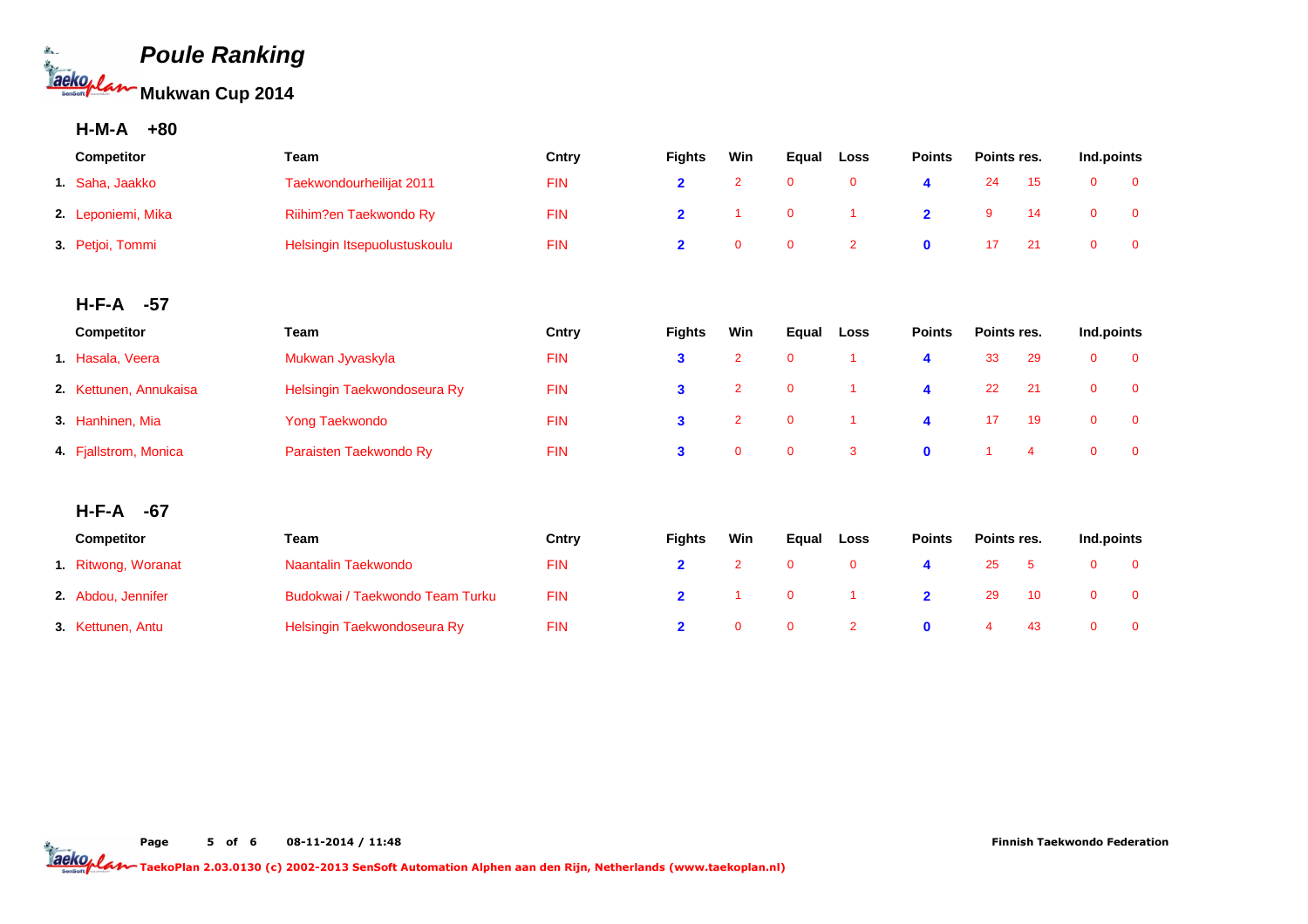# Poule Ranking

## Mukwan Cup 2014

### H-M-A +80

| | Competitor | Team | Cntry | Fights | Win | Equal | Loss | Points | Points res. | | Ind.points | |
|---|---|---|---|---|---|---|---|---|---|---|---|---|
| 1. | Saha, Jaakko | Taekwondourheilijat 2011 | FIN | 2 | 2 | 0 | 0 | 4 | 24 | 15 | 0 | 0 |
| 2. | Leponiemi, Mika | Riihim?en Taekwondo Ry | FIN | 2 | 1 | 0 | 1 | 2 | 9 | 14 | 0 | 0 |
| 3. | Petjoi, Tommi | Helsingin Itsepuolustuskoulu | FIN | 2 | 0 | 0 | 2 | 0 | 17 | 21 | 0 | 0 |

### H-F-A -57

| | Competitor | Team | Cntry | Fights | Win | Equal | Loss | Points | Points res. | | Ind.points | |
|---|---|---|---|---|---|---|---|---|---|---|---|---|
| 1. | Hasala, Veera | Mukwan Jyvaskyla | FIN | 3 | 2 | 0 | 1 | 4 | 33 | 29 | 0 | 0 |
| 2. | Kettunen, Annukaisa | Helsingin Taekwondoseura Ry | FIN | 3 | 2 | 0 | 1 | 4 | 22 | 21 | 0 | 0 |
| 3. | Hanhinen, Mia | Yong Taekwondo | FIN | 3 | 2 | 0 | 1 | 4 | 17 | 19 | 0 | 0 |
| 4. | Fjallstrom, Monica | Paraisten Taekwondo Ry | FIN | 3 | 0 | 0 | 3 | 0 | 1 | 4 | 0 | 0 |

### H-F-A -67

| | Competitor | Team | Cntry | Fights | Win | Equal | Loss | Points | Points res. | | Ind.points | |
|---|---|---|---|---|---|---|---|---|---|---|---|---|
| 1. | Ritwong, Woranat | Naantalin Taekwondo | FIN | 2 | 2 | 0 | 0 | 4 | 25 | 5 | 0 | 0 |
| 2. | Abdou, Jennifer | Budokwai / Taekwondo Team Turku | FIN | 2 | 1 | 0 | 1 | 2 | 29 | 10 | 0 | 0 |
| 3. | Kettunen, Antu | Helsingin Taekwondoseura Ry | FIN | 2 | 0 | 0 | 2 | 0 | 4 | 43 | 0 | 0 |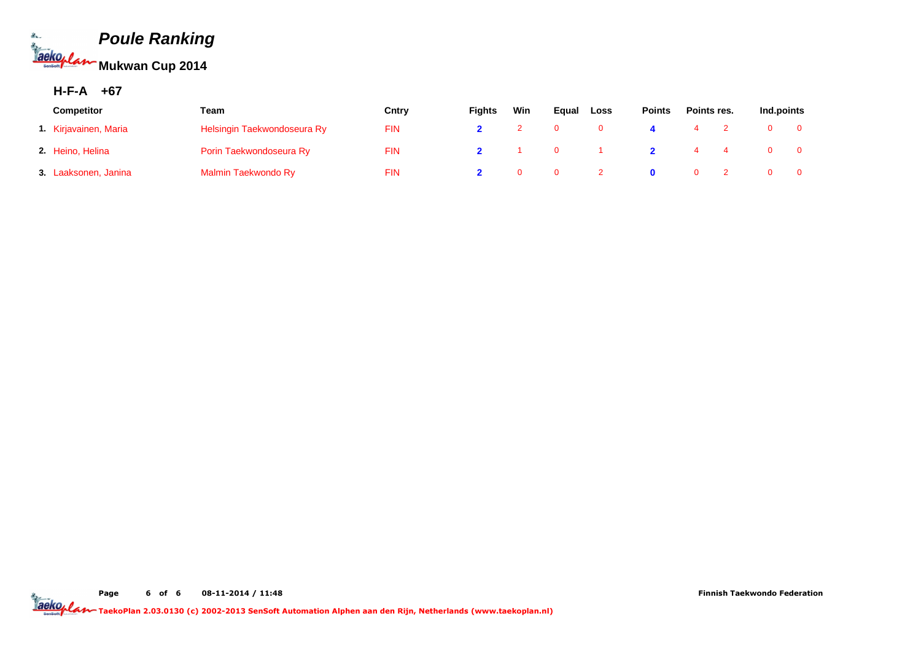# Poule Ranking

## Mukwan Cup 2014

### H-F-A +67

| | Competitor | Team | Cntry | Fights | Win | Equal | Loss | Points | Points res. | | Ind.points | |
|---|---|---|---|---|---|---|---|---|---|---|---|---|
| 1. | Kirjavainen, Maria | Helsingin Taekwondoseura Ry | FIN | **2** | 2 | 0 | 0 | **4** | 4 | 2 | 0 | 0 |
| 2. | Heino, Helina | Porin Taekwondoseura Ry | FIN | **2** | 1 | 0 | 1 | **2** | 4 | 4 | 0 | 0 |
| 3. | Laaksonen, Janina | Malmin Taekwondo Ry | FIN | **2** | 0 | 0 | 2 | **0** | 0 | 2 | 0 | 0 |